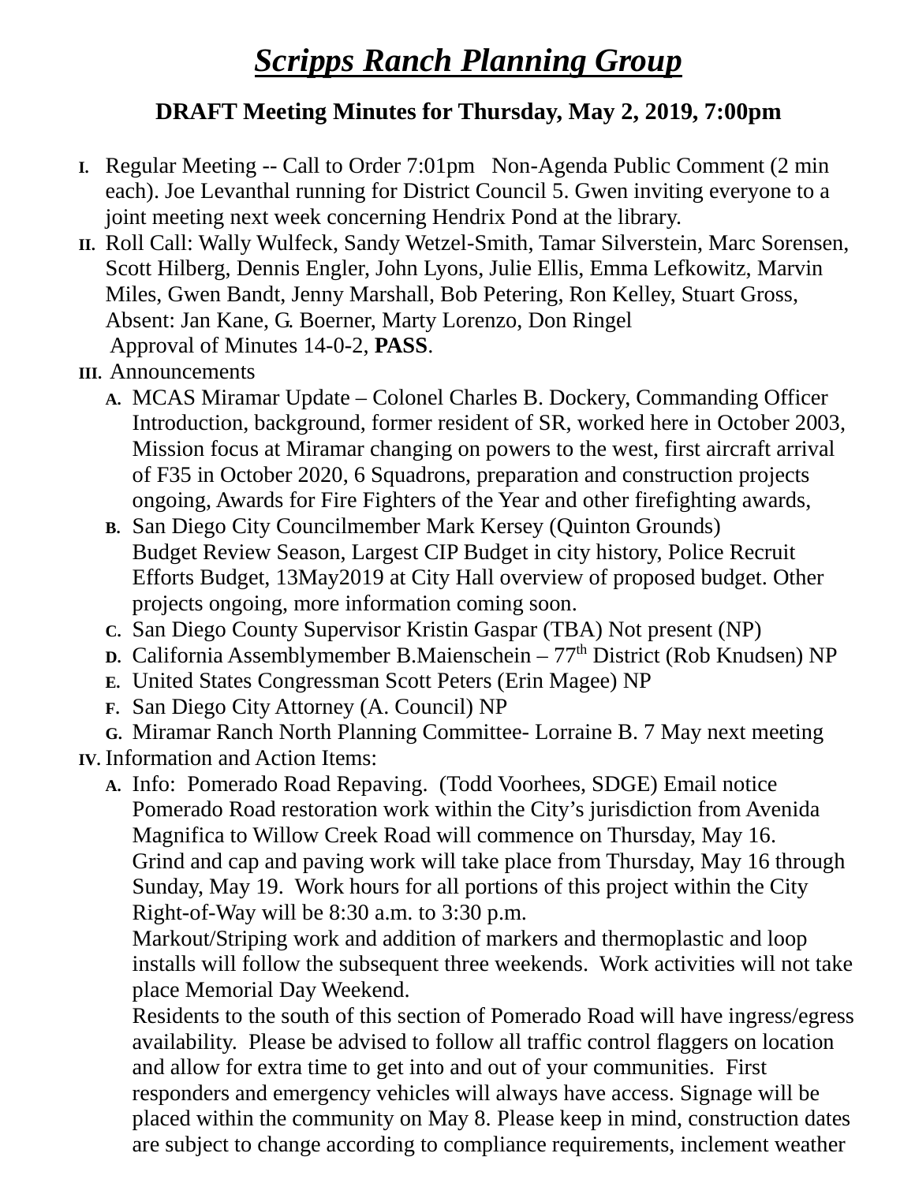# *Scripps Ranch Planning Group*

## DRAFT Meeting Minutes for Thursday, May 2, 2019, 7:00pm

- **I.** Regular Meeting -- Call to Order 7:01pm Non-Agenda Public Comment (2 min each). Joe Leventhal running for District Council 5. Gwen inviting everyone to a joint meeting next week concerning Hendrix Pond at the library.
- **II.** Roll Call: Wally Wulfeck, Sandy Wetzel-Smith, Tamar Silverstein, Marc Sorensen, Scott Hilberg, Dennis Engler, John Lyons, Julie Ellis, Emma Lefkowitz, Marvin Miles, Gwen Bandt, Jenny Marshall, Bob Petering, Ron Kelley, Stuart Gross, Absent: Jan Kane, G. Boerner, Marty Lorenzo, Don Ringel
  Approval of Minutes 14-0-2, **PASS**.
- **III.** Announcements
  - **A.** MCAS Miramar Update – Colonel Charles B. Dockery, Commanding Officer Introduction, background, former resident of SR, worked here in October 2003, Mission focus at Miramar changing on powers to the west, first aircraft arrival of F35 in October 2020, 6 Squadrons, preparation and construction projects ongoing, Awards for Fire Fighters of the Year and other firefighting awards,
  - **B.** San Diego City Councilmember Mark Kersey (Quinton Grounds)
    Budget Review Season, Largest CIP Budget in city history, Police Recruit Efforts Budget, 13May2019 at City Hall overview of proposed budget. Other projects ongoing, more information coming soon.
  - **C.** San Diego County Supervisor Kristin Gaspar (TBA) Not present (NP)
  - **D.** California Assemblymember B.Maienschein – 77th District (Rob Knudsen) NP
  - **E.** United States Congressman Scott Peters (Erin Magee) NP
  - **F.** San Diego City Attorney (A. Council) NP
  - **G.** Miramar Ranch North Planning Committee- Lorraine B. 7 May next meeting
- **IV.** Information and Action Items:
  - **A.** Info: Pomerado Road Repaving. (Todd Voorhees, SDGE) Email notice Pomerado Road restoration work within the City's jurisdiction from Avenida Magnifica to Willow Creek Road will commence on Thursday, May 16.
    Grind and cap and paving work will take place from Thursday, May 16 through Sunday, May 19. Work hours for all portions of this project within the City Right-of-Way will be 8:30 a.m. to 3:30 p.m.
    Markout/Striping work and addition of markers and thermoplastic and loop installs will follow the subsequent three weekends. Work activities will not take place Memorial Day Weekend.
    Residents to the south of this section of Pomerado Road will have ingress/egress availability. Please be advised to follow all traffic control flaggers on location and allow for extra time to get into and out of your communities. First responders and emergency vehicles will always have access. Signage will be placed within the community on May 8. Please keep in mind, construction dates are subject to change according to compliance requirements, inclement weather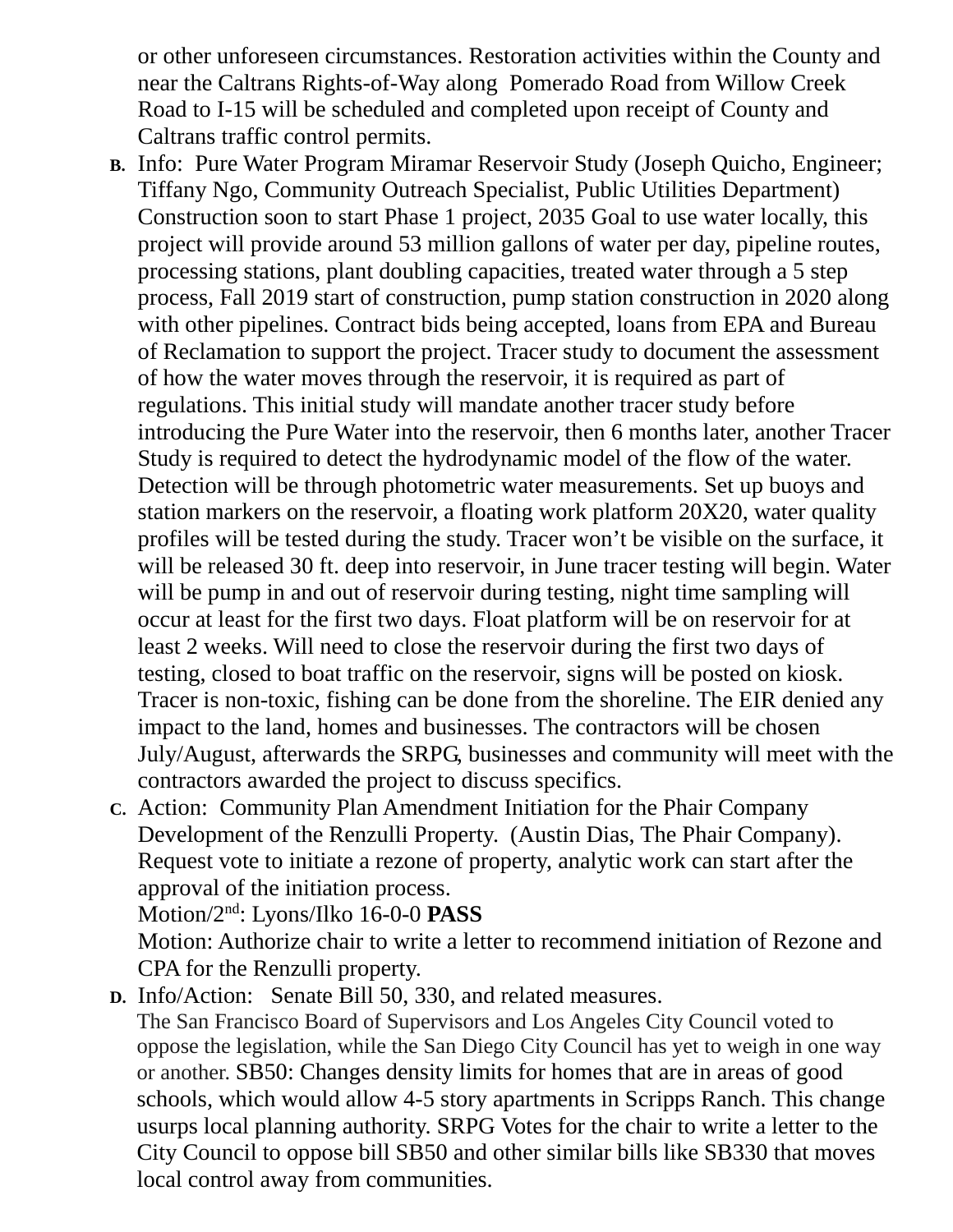or other unforeseen circumstances. Restoration activities within the County and near the Caltrans Rights-of-Way along Pomerado Road from Willow Creek Road to I-15 will be scheduled and completed upon receipt of County and Caltrans traffic control permits.

B. Info: Pure Water Program Miramar Reservoir Study (Joseph Quicho, Engineer; Tiffany Ngo, Community Outreach Specialist, Public Utilities Department) Construction soon to start Phase 1 project, 2035 Goal to use water locally, this project will provide around 53 million gallons of water per day, pipeline routes, processing stations, plant doubling capacities, treated water through a 5 step process, Fall 2019 start of construction, pump station construction in 2020 along with other pipelines. Contract bids being accepted, loans from EPA and Bureau of Reclamation to support the project. Tracer study to document the assessment of how the water moves through the reservoir, it is required as part of regulations. This initial study will mandate another tracer study before introducing the Pure Water into the reservoir, then 6 months later, another Tracer Study is required to detect the hydrodynamic model of the flow of the water. Detection will be through photometric water measurements. Set up buoys and station markers on the reservoir, a floating work platform 20X20, water quality profiles will be tested during the study. Tracer won't be visible on the surface, it will be released 30 ft. deep into reservoir, in June tracer testing will begin. Water will be pump in and out of reservoir during testing, night time sampling will occur at least for the first two days. Float platform will be on reservoir for at least 2 weeks. Will need to close the reservoir during the first two days of testing, closed to boat traffic on the reservoir, signs will be posted on kiosk. Tracer is non-toxic, fishing can be done from the shoreline. The EIR denied any impact to the land, homes and businesses. The contractors will be chosen July/August, afterwards the SRPG, businesses and community will meet with the contractors awarded the project to discuss specifics.

C. Action: Community Plan Amendment Initiation for the Phair Company Development of the Renzulli Property. (Austin Dias, The Phair Company). Request vote to initiate a rezone of property, analytic work can start after the approval of the initiation process.
Motion/2nd: Lyons/Ilko 16-0-0 **PASS**
Motion: Authorize chair to write a letter to recommend initiation of Rezone and CPA for the Renzulli property.

D. Info/Action: Senate Bill 50, 330, and related measures.
The San Francisco Board of Supervisors and Los Angeles City Council voted to oppose the legislation, while the San Diego City Council has yet to weigh in one way or another. SB50: Changes density limits for homes that are in areas of good schools, which would allow 4-5 story apartments in Scripps Ranch. This change usurps local planning authority. SRPG Votes for the chair to write a letter to the City Council to oppose bill SB50 and other similar bills like SB330 that moves local control away from communities.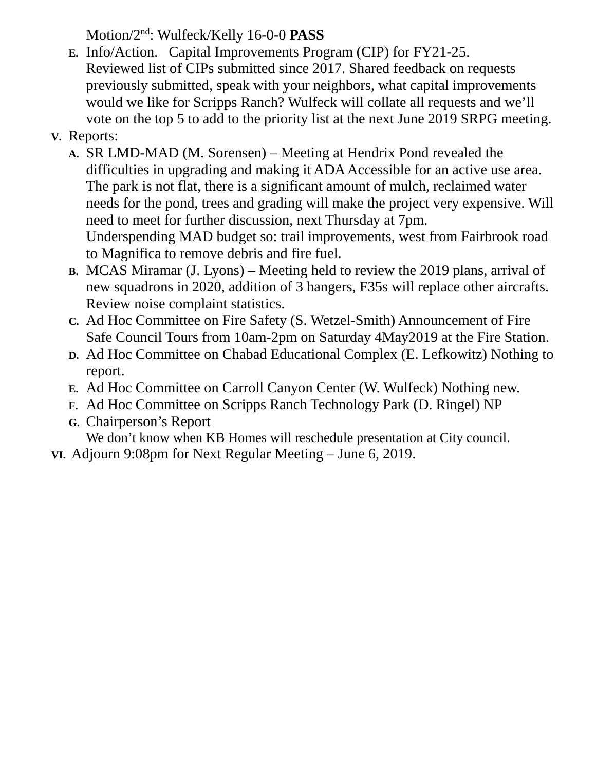Motion/2nd: Wulfeck/Kelly 16-0-0 **PASS**

E. Info/Action. Capital Improvements Program (CIP) for FY21-25.
Reviewed list of CIPs submitted since 2017. Shared feedback on requests previously submitted, speak with your neighbors, what capital improvements would we like for Scripps Ranch? Wulfeck will collate all requests and we'll vote on the top 5 to add to the priority list at the next June 2019 SRPG meeting.

V. Reports:

A. SR LMD-MAD (M. Sorensen) – Meeting at Hendrix Pond revealed the difficulties in upgrading and making it ADA Accessible for an active use area. The park is not flat, there is a significant amount of mulch, reclaimed water needs for the pond, trees and grading will make the project very expensive. Will need to meet for further discussion, next Thursday at 7pm.
Underspending MAD budget so: trail improvements, west from Fairbrook road to Magnifica to remove debris and fire fuel.

B. MCAS Miramar (J. Lyons) – Meeting held to review the 2019 plans, arrival of new squadrons in 2020, addition of 3 hangers, F35s will replace other aircrafts. Review noise complaint statistics.

C. Ad Hoc Committee on Fire Safety (S. Wetzel-Smith) Announcement of Fire Safe Council Tours from 10am-2pm on Saturday 4May2019 at the Fire Station.

D. Ad Hoc Committee on Chabad Educational Complex (E. Lefkowitz) Nothing to report.

E. Ad Hoc Committee on Carroll Canyon Center (W. Wulfeck) Nothing new.

F. Ad Hoc Committee on Scripps Ranch Technology Park (D. Ringel) NP

G. Chairperson's Report
We don't know when KB Homes will reschedule presentation at City council.

VI. Adjourn 9:08pm for Next Regular Meeting – June 6, 2019.